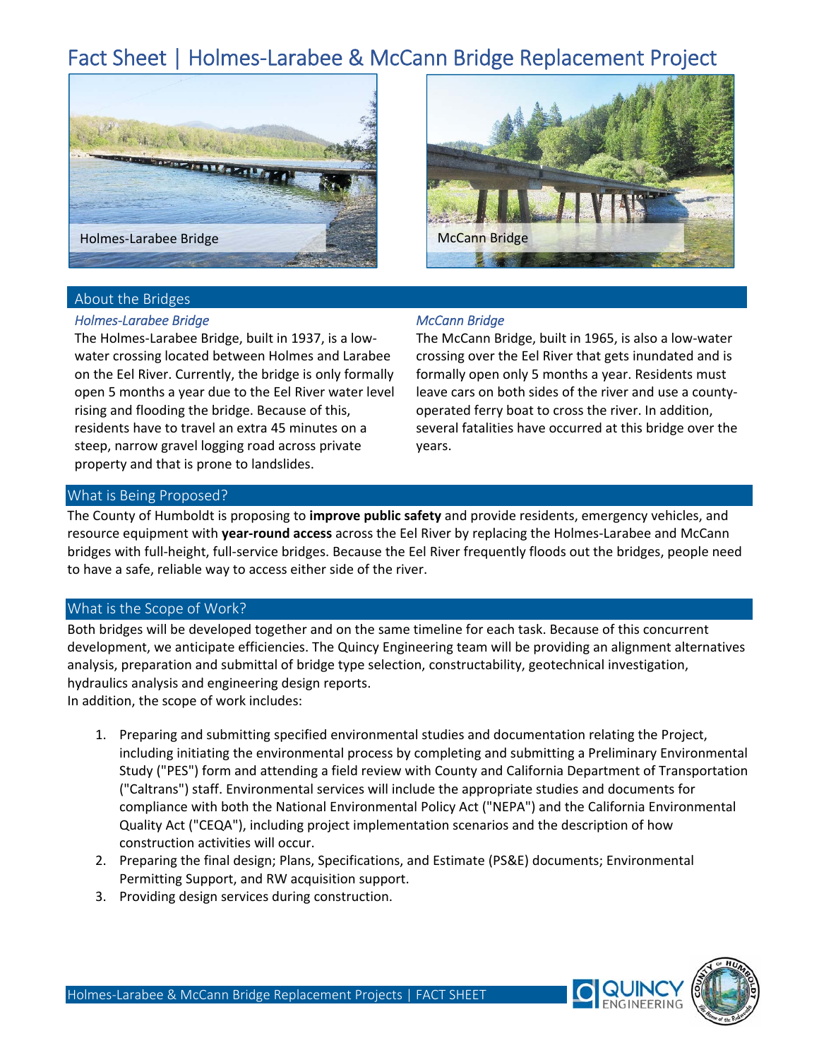# Fact Sheet | Holmes-Larabee & McCann Bridge Replacement Project

Holmes-Larabee Bridge

McCann Bridge

## About the Bridges

### *Holmes-Larabee Bridge*

The Holmes-Larabee Bridge, built in 1937, is a low-water crossing located between Holmes and Larabee on the Eel River. Currently, the bridge is only formally open 5 months a year due to the Eel River water level rising and flooding the bridge. Because of this, residents have to travel an extra 45 minutes on a steep, narrow gravel logging road across private property and that is prone to landslides.

### *McCann Bridge*

The McCann Bridge, built in 1965, is also a low-water crossing over the Eel River that gets inundated and is formally open only 5 months a year. Residents must leave cars on both sides of the river and use a county-operated ferry boat to cross the river. In addition, several fatalities have occurred at this bridge over the years.

## What is Being Proposed?

The County of Humboldt is proposing to **improve public safety** and provide residents, emergency vehicles, and resource equipment with **year-round access** across the Eel River by replacing the Holmes-Larabee and McCann bridges with full-height, full-service bridges. Because the Eel River frequently floods out the bridges, people need to have a safe, reliable way to access either side of the river.

## What is the Scope of Work?

Both bridges will be developed together and on the same timeline for each task. Because of this concurrent development, we anticipate efficiencies. The Quincy Engineering team will be providing an alignment alternatives analysis, preparation and submittal of bridge type selection, constructability, geotechnical investigation, hydraulics analysis and engineering design reports.
In addition, the scope of work includes:

1. Preparing and submitting specified environmental studies and documentation relating the Project, including initiating the environmental process by completing and submitting a Preliminary Environmental Study ("PES") form and attending a field review with County and California Department of Transportation ("Caltrans") staff. Environmental services will include the appropriate studies and documents for compliance with both the National Environmental Policy Act ("NEPA") and the California Environmental Quality Act ("CEQA"), including project implementation scenarios and the description of how construction activities will occur.
2. Preparing the final design; Plans, Specifications, and Estimate (PS&E) documents; Environmental Permitting Support, and RW acquisition support.
3. Providing design services during construction.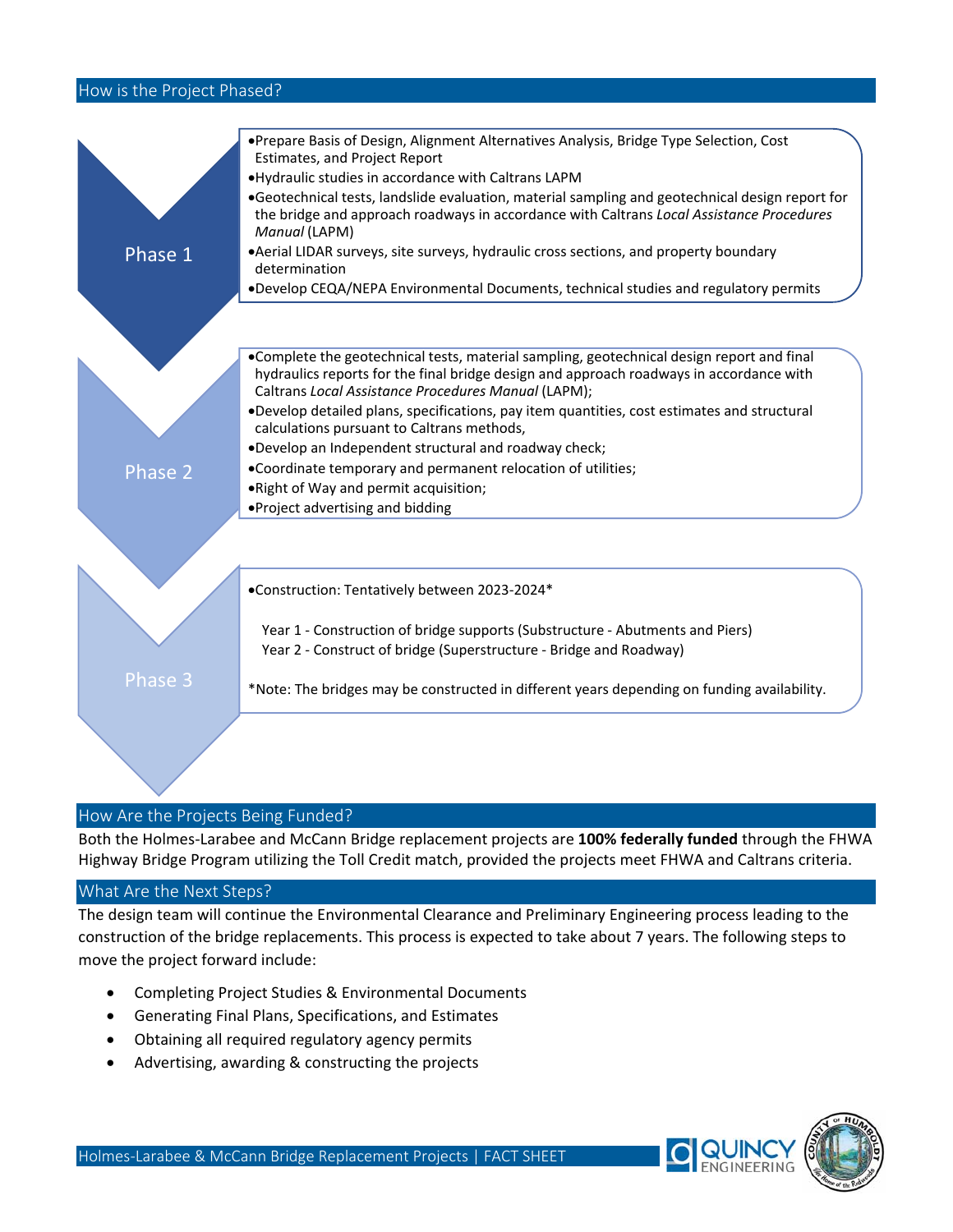## How is the Project Phased?

### Phase 1

- Prepare Basis of Design, Alignment Alternatives Analysis, Bridge Type Selection, Cost Estimates, and Project Report
- Hydraulic studies in accordance with Caltrans LAPM
- Geotechnical tests, landslide evaluation, material sampling and geotechnical design report for the bridge and approach roadways in accordance with Caltrans *Local Assistance Procedures Manual* (LAPM)
- Aerial LIDAR surveys, site surveys, hydraulic cross sections, and property boundary determination
- Develop CEQA/NEPA Environmental Documents, technical studies and regulatory permits

### Phase 2

- Complete the geotechnical tests, material sampling, geotechnical design report and final hydraulics reports for the final bridge design and approach roadways in accordance with Caltrans *Local Assistance Procedures Manual* (LAPM);
- Develop detailed plans, specifications, pay item quantities, cost estimates and structural calculations pursuant to Caltrans methods,
- Develop an Independent structural and roadway check;
- Coordinate temporary and permanent relocation of utilities;
- Right of Way and permit acquisition;
- Project advertising and bidding

### Phase 3

- Construction: Tentatively between 2023-2024*

  Year 1 - Construction of bridge supports (Substructure - Abutments and Piers)
  Year 2 - Construct of bridge (Superstructure - Bridge and Roadway)

*Note: The bridges may be constructed in different years depending on funding availability.

## How Are the Projects Being Funded?

Both the Holmes-Larabee and McCann Bridge replacement projects are **100% federally funded** through the FHWA Highway Bridge Program utilizing the Toll Credit match, provided the projects meet FHWA and Caltrans criteria.

## What Are the Next Steps?

The design team will continue the Environmental Clearance and Preliminary Engineering process leading to the construction of the bridge replacements. This process is expected to take about 7 years. The following steps to move the project forward include:

- Completing Project Studies & Environmental Documents
- Generating Final Plans, Specifications, and Estimates
- Obtaining all required regulatory agency permits
- Advertising, awarding & constructing the projects